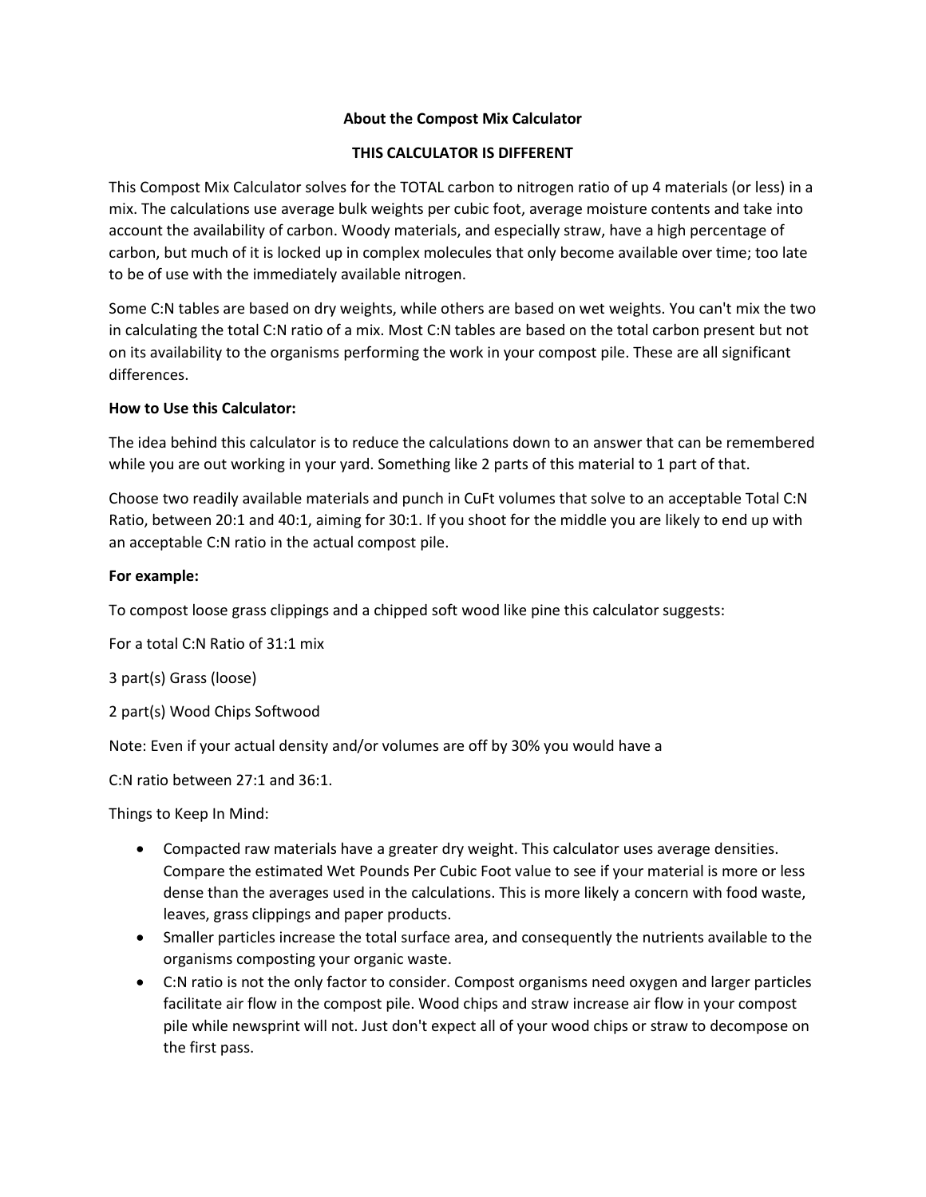**About the Compost Mix Calculator**

**THIS CALCULATOR IS DIFFERENT**

This Compost Mix Calculator solves for the TOTAL carbon to nitrogen ratio of up 4 materials (or less) in a mix. The calculations use average bulk weights per cubic foot, average moisture contents and take into account the availability of carbon. Woody materials, and especially straw, have a high percentage of carbon, but much of it is locked up in complex molecules that only become available over time; too late to be of use with the immediately available nitrogen.

Some C:N tables are based on dry weights, while others are based on wet weights. You can't mix the two in calculating the total C:N ratio of a mix. Most C:N tables are based on the total carbon present but not on its availability to the organisms performing the work in your compost pile. These are all significant differences.

**How to Use this Calculator:**

The idea behind this calculator is to reduce the calculations down to an answer that can be remembered while you are out working in your yard. Something like 2 parts of this material to 1 part of that.

Choose two readily available materials and punch in CuFt volumes that solve to an acceptable Total C:N Ratio, between 20:1 and 40:1, aiming for 30:1. If you shoot for the middle you are likely to end up with an acceptable C:N ratio in the actual compost pile.

**For example:**

To compost loose grass clippings and a chipped soft wood like pine this calculator suggests:

For a total C:N Ratio of 31:1 mix

3 part(s) Grass (loose)

2 part(s) Wood Chips Softwood

Note: Even if your actual density and/or volumes are off by 30% you would have a

C:N ratio between 27:1 and 36:1.

Things to Keep In Mind:

- Compacted raw materials have a greater dry weight. This calculator uses average densities. Compare the estimated Wet Pounds Per Cubic Foot value to see if your material is more or less dense than the averages used in the calculations. This is more likely a concern with food waste, leaves, grass clippings and paper products.
- Smaller particles increase the total surface area, and consequently the nutrients available to the organisms composting your organic waste.
- C:N ratio is not the only factor to consider. Compost organisms need oxygen and larger particles facilitate air flow in the compost pile. Wood chips and straw increase air flow in your compost pile while newsprint will not. Just don't expect all of your wood chips or straw to decompose on the first pass.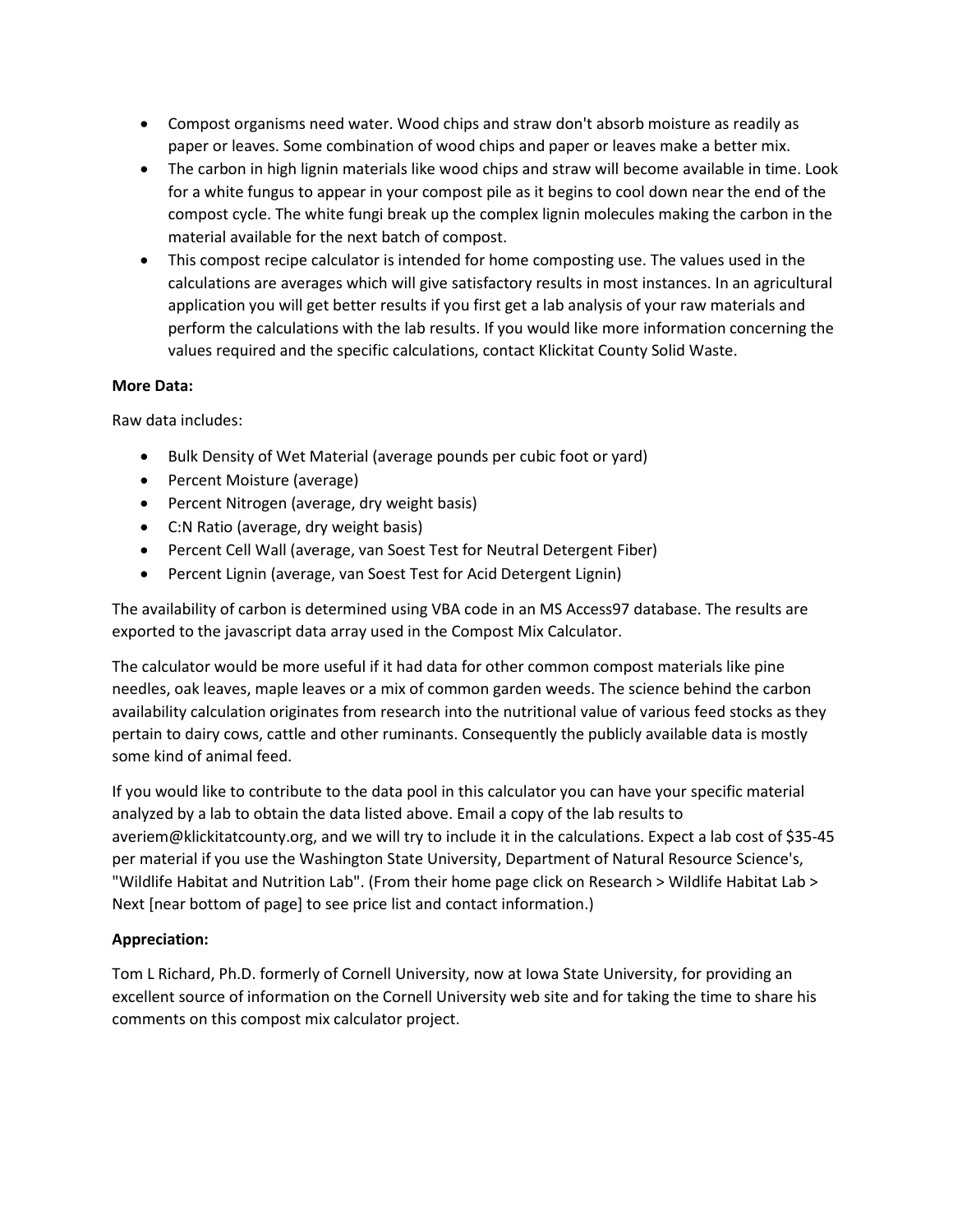- Compost organisms need water. Wood chips and straw don't absorb moisture as readily as paper or leaves. Some combination of wood chips and paper or leaves make a better mix.
- The carbon in high lignin materials like wood chips and straw will become available in time. Look for a white fungus to appear in your compost pile as it begins to cool down near the end of the compost cycle. The white fungi break up the complex lignin molecules making the carbon in the material available for the next batch of compost.
- This compost recipe calculator is intended for home composting use. The values used in the calculations are averages which will give satisfactory results in most instances. In an agricultural application you will get better results if you first get a lab analysis of your raw materials and perform the calculations with the lab results. If you would like more information concerning the values required and the specific calculations, contact Klickitat County Solid Waste.

**More Data:**

Raw data includes:

- Bulk Density of Wet Material (average pounds per cubic foot or yard)
- Percent Moisture (average)
- Percent Nitrogen (average, dry weight basis)
- C:N Ratio (average, dry weight basis)
- Percent Cell Wall (average, van Soest Test for Neutral Detergent Fiber)
- Percent Lignin (average, van Soest Test for Acid Detergent Lignin)

The availability of carbon is determined using VBA code in an MS Access97 database. The results are exported to the javascript data array used in the Compost Mix Calculator.

The calculator would be more useful if it had data for other common compost materials like pine needles, oak leaves, maple leaves or a mix of common garden weeds. The science behind the carbon availability calculation originates from research into the nutritional value of various feed stocks as they pertain to dairy cows, cattle and other ruminants. Consequently the publicly available data is mostly some kind of animal feed.

If you would like to contribute to the data pool in this calculator you can have your specific material analyzed by a lab to obtain the data listed above. Email a copy of the lab results to averiem@klickitatcounty.org, and we will try to include it in the calculations. Expect a lab cost of $35-45 per material if you use the Washington State University, Department of Natural Resource Science's, "Wildlife Habitat and Nutrition Lab". (From their home page click on Research > Wildlife Habitat Lab > Next [near bottom of page] to see price list and contact information.)

**Appreciation:**

Tom L Richard, Ph.D. formerly of Cornell University, now at Iowa State University, for providing an excellent source of information on the Cornell University web site and for taking the time to share his comments on this compost mix calculator project.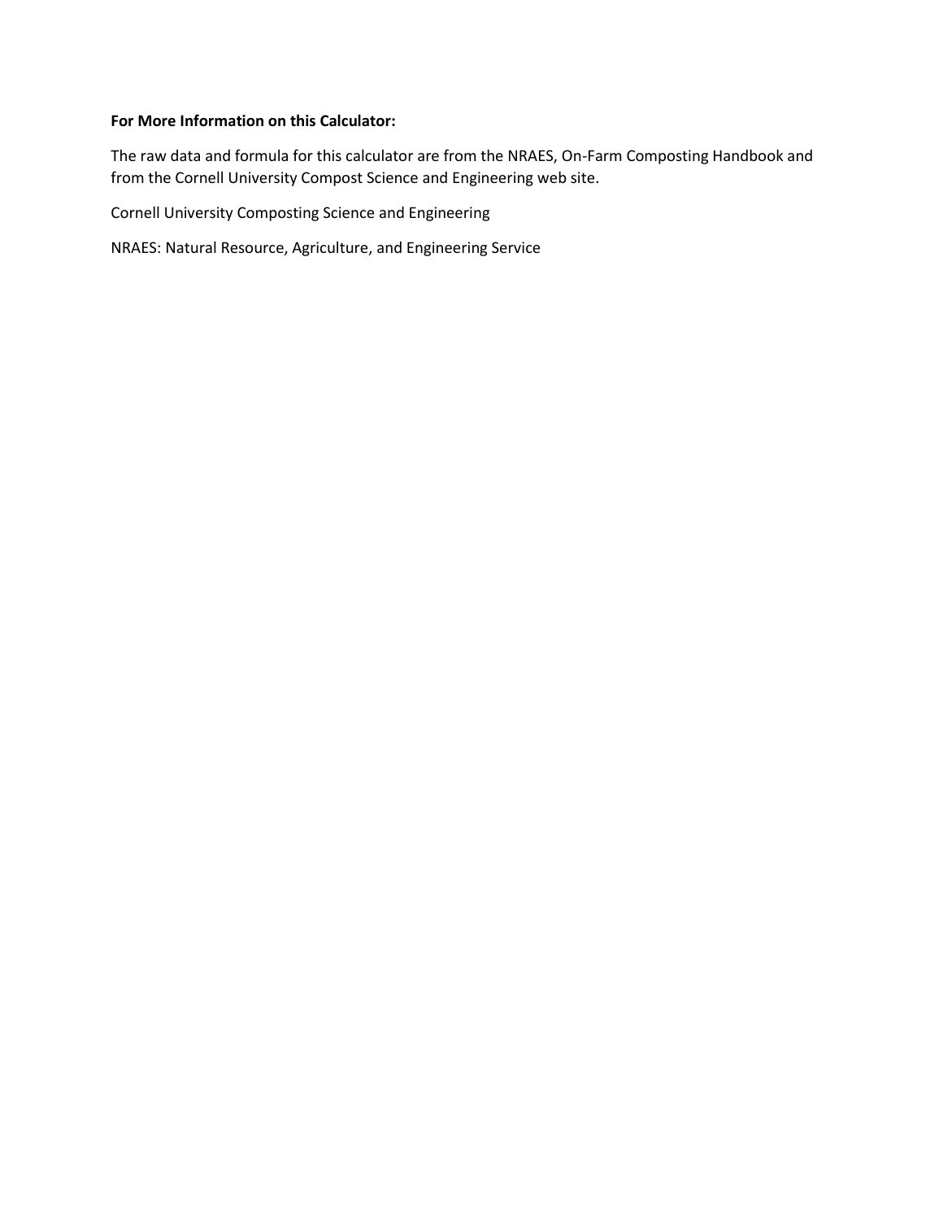**For More Information on this Calculator:**

The raw data and formula for this calculator are from the NRAES, On-Farm Composting Handbook and from the Cornell University Compost Science and Engineering web site.

Cornell University Composting Science and Engineering

NRAES: Natural Resource, Agriculture, and Engineering Service